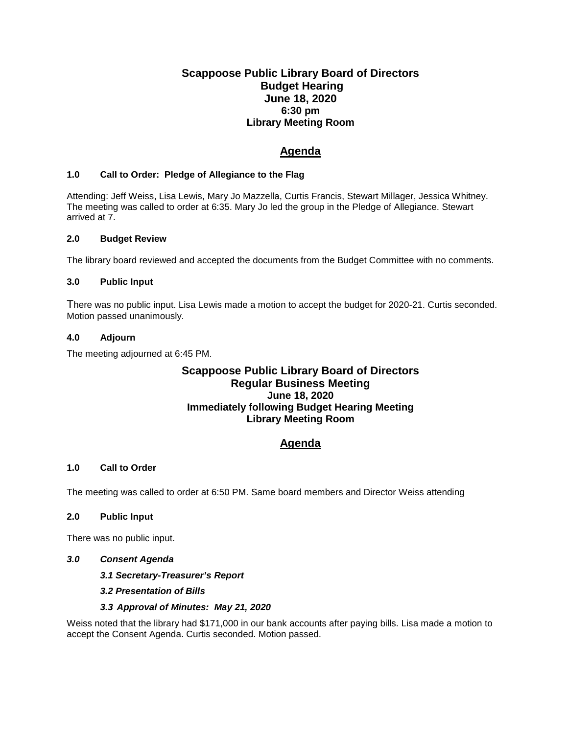# Scappoose Public Library Board of Directors
## Budget Hearing
### June 18, 2020
### 6:30 pm
### Library Meeting Room

## Agenda

**1.0 Call to Order: Pledge of Allegiance to the Flag**

Attending: Jeff Weiss, Lisa Lewis, Mary Jo Mazzella, Curtis Francis, Stewart Millager, Jessica Whitney. The meeting was called to order at 6:35. Mary Jo led the group in the Pledge of Allegiance. Stewart arrived at 7.

**2.0 Budget Review**

The library board reviewed and accepted the documents from the Budget Committee with no comments.

**3.0 Public Input**

There was no public input. Lisa Lewis made a motion to accept the budget for 2020-21. Curtis seconded. Motion passed unanimously.

**4.0 Adjourn**

The meeting adjourned at 6:45 PM.

# Scappoose Public Library Board of Directors
## Regular Business Meeting
### June 18, 2020
### Immediately following Budget Hearing Meeting
### Library Meeting Room

## Agenda

**1.0 Call to Order**

The meeting was called to order at 6:50 PM. Same board members and Director Weiss attending

**2.0 Public Input**

There was no public input.

***3.0 Consent Agenda***

***3.1 Secretary-Treasurer's Report***

***3.2 Presentation of Bills***

***3.3 Approval of Minutes: May 21, 2020***

Weiss noted that the library had $171,000 in our bank accounts after paying bills. Lisa made a motion to accept the Consent Agenda. Curtis seconded. Motion passed.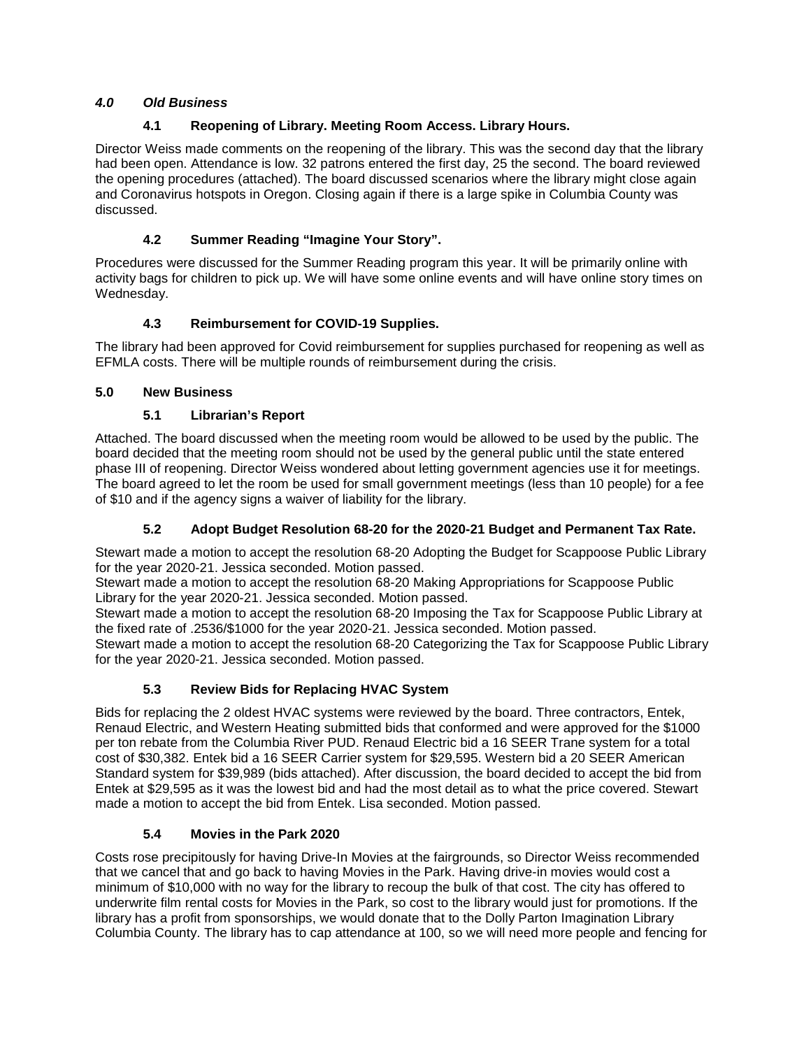### *4.0 Old Business*

#### 4.1 Reopening of Library. Meeting Room Access. Library Hours.

Director Weiss made comments on the reopening of the library. This was the second day that the library had been open. Attendance is low. 32 patrons entered the first day, 25 the second. The board reviewed the opening procedures (attached). The board discussed scenarios where the library might close again and Coronavirus hotspots in Oregon. Closing again if there is a large spike in Columbia County was discussed.

#### 4.2 Summer Reading "Imagine Your Story".

Procedures were discussed for the Summer Reading program this year. It will be primarily online with activity bags for children to pick up. We will have some online events and will have online story times on Wednesday.

#### 4.3 Reimbursement for COVID-19 Supplies.

The library had been approved for Covid reimbursement for supplies purchased for reopening as well as EFMLA costs. There will be multiple rounds of reimbursement during the crisis.

### 5.0 New Business

#### 5.1 Librarian's Report

Attached. The board discussed when the meeting room would be allowed to be used by the public. The board decided that the meeting room should not be used by the general public until the state entered phase III of reopening. Director Weiss wondered about letting government agencies use it for meetings. The board agreed to let the room be used for small government meetings (less than 10 people) for a fee of $10 and if the agency signs a waiver of liability for the library.

#### 5.2 Adopt Budget Resolution 68-20 for the 2020-21 Budget and Permanent Tax Rate.

Stewart made a motion to accept the resolution 68-20 Adopting the Budget for Scappoose Public Library for the year 2020-21. Jessica seconded. Motion passed.
Stewart made a motion to accept the resolution 68-20 Making Appropriations for Scappoose Public Library for the year 2020-21. Jessica seconded. Motion passed.
Stewart made a motion to accept the resolution 68-20 Imposing the Tax for Scappoose Public Library at the fixed rate of .2536/$1000 for the year 2020-21. Jessica seconded. Motion passed.
Stewart made a motion to accept the resolution 68-20 Categorizing the Tax for Scappoose Public Library for the year 2020-21. Jessica seconded. Motion passed.

#### 5.3 Review Bids for Replacing HVAC System

Bids for replacing the 2 oldest HVAC systems were reviewed by the board. Three contractors, Entek, Renaud Electric, and Western Heating submitted bids that conformed and were approved for the $1000 per ton rebate from the Columbia River PUD. Renaud Electric bid a 16 SEER Trane system for a total cost of $30,382. Entek bid a 16 SEER Carrier system for $29,595. Western bid a 20 SEER American Standard system for $39,989 (bids attached). After discussion, the board decided to accept the bid from Entek at $29,595 as it was the lowest bid and had the most detail as to what the price covered. Stewart made a motion to accept the bid from Entek. Lisa seconded. Motion passed.

#### 5.4 Movies in the Park 2020

Costs rose precipitously for having Drive-In Movies at the fairgrounds, so Director Weiss recommended that we cancel that and go back to having Movies in the Park. Having drive-in movies would cost a minimum of $10,000 with no way for the library to recoup the bulk of that cost. The city has offered to underwrite film rental costs for Movies in the Park, so cost to the library would just for promotions. If the library has a profit from sponsorships, we would donate that to the Dolly Parton Imagination Library Columbia County. The library has to cap attendance at 100, so we will need more people and fencing for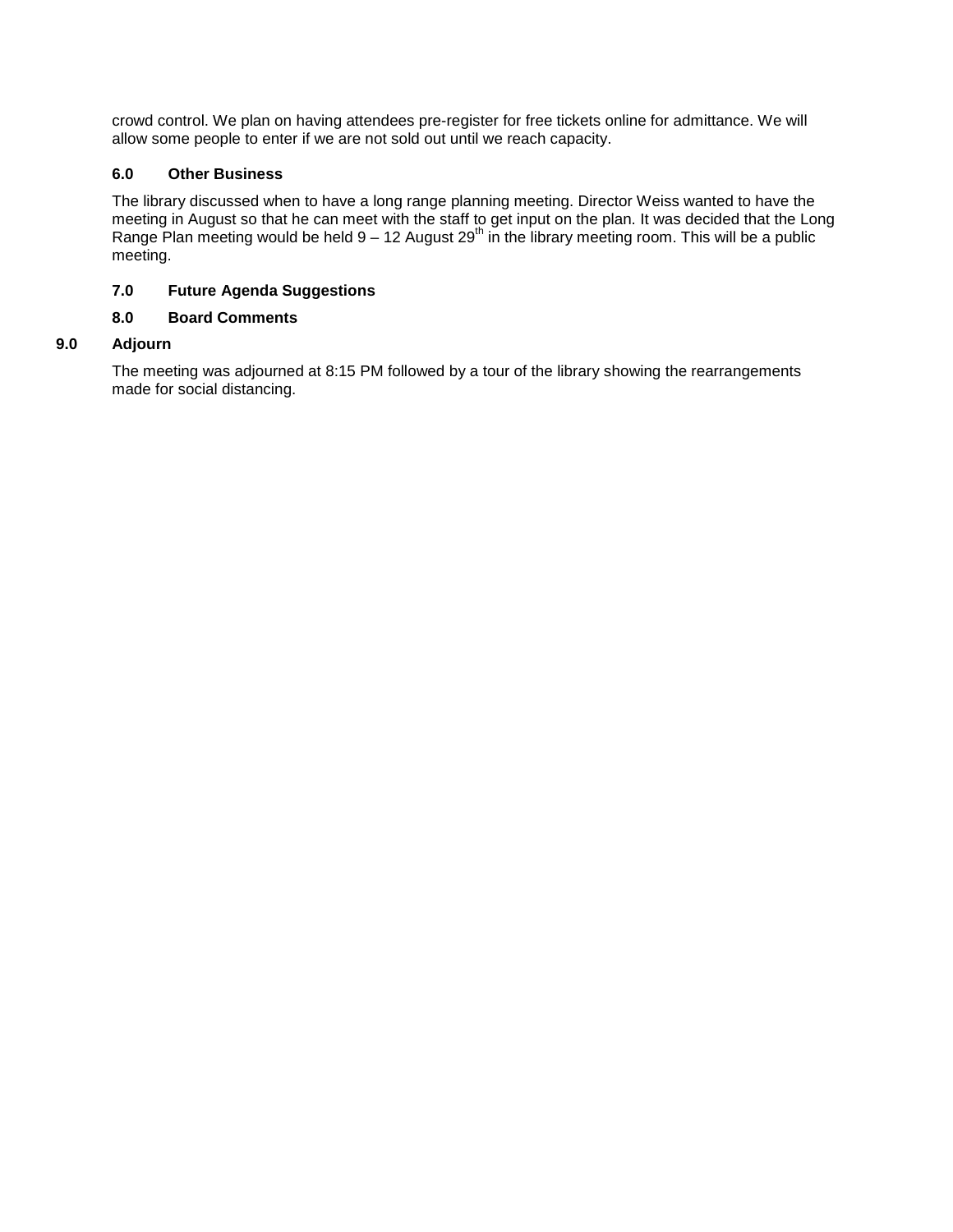crowd control. We plan on having attendees pre-register for free tickets online for admittance. We will allow some people to enter if we are not sold out until we reach capacity.

### 6.0 Other Business

The library discussed when to have a long range planning meeting. Director Weiss wanted to have the meeting in August so that he can meet with the staff to get input on the plan. It was decided that the Long Range Plan meeting would be held 9 – 12 August 29th in the library meeting room. This will be a public meeting.

### 7.0 Future Agenda Suggestions

### 8.0 Board Comments

## 9.0 Adjourn

The meeting was adjourned at 8:15 PM followed by a tour of the library showing the rearrangements made for social distancing.